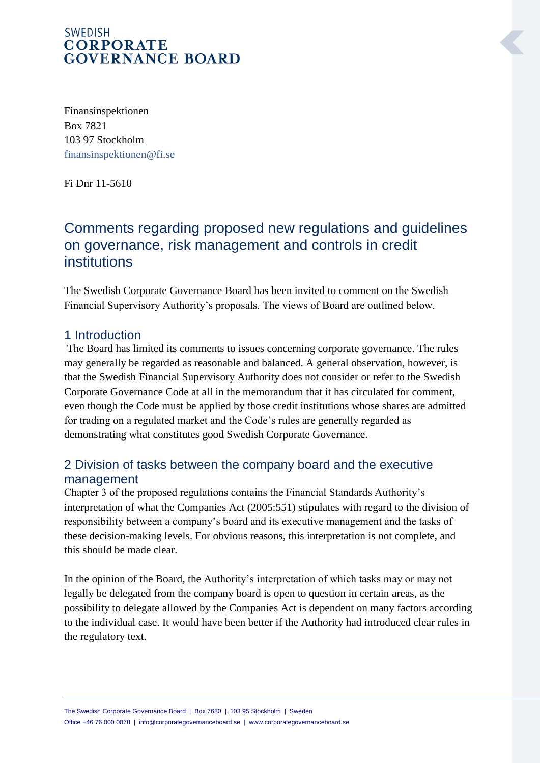SWEDISH
**CORPORATE GOVERNANCE BOARD**

Finansinspektionen
Box 7821
103 97 Stockholm
finansinspektionen@fi.se

Fi Dnr 11-5610

# Comments regarding proposed new regulations and guidelines on governance, risk management and controls in credit institutions

The Swedish Corporate Governance Board has been invited to comment on the Swedish Financial Supervisory Authority's proposals. The views of Board are outlined below.

## 1 Introduction

The Board has limited its comments to issues concerning corporate governance. The rules may generally be regarded as reasonable and balanced. A general observation, however, is that the Swedish Financial Supervisory Authority does not consider or refer to the Swedish Corporate Governance Code at all in the memorandum that it has circulated for comment, even though the Code must be applied by those credit institutions whose shares are admitted for trading on a regulated market and the Code's rules are generally regarded as demonstrating what constitutes good Swedish Corporate Governance.

## 2 Division of tasks between the company board and the executive management

Chapter 3 of the proposed regulations contains the Financial Standards Authority's interpretation of what the Companies Act (2005:551) stipulates with regard to the division of responsibility between a company's board and its executive management and the tasks of these decision-making levels. For obvious reasons, this interpretation is not complete, and this should be made clear.

In the opinion of the Board, the Authority's interpretation of which tasks may or may not legally be delegated from the company board is open to question in certain areas, as the possibility to delegate allowed by the Companies Act is dependent on many factors according to the individual case. It would have been better if the Authority had introduced clear rules in the regulatory text.

The Swedish Corporate Governance Board | Box 7680 | 103 95 Stockholm | Sweden
Office +46 76 000 0078 | info@corporategovernanceboard.se | www.corporategovernanceboard.se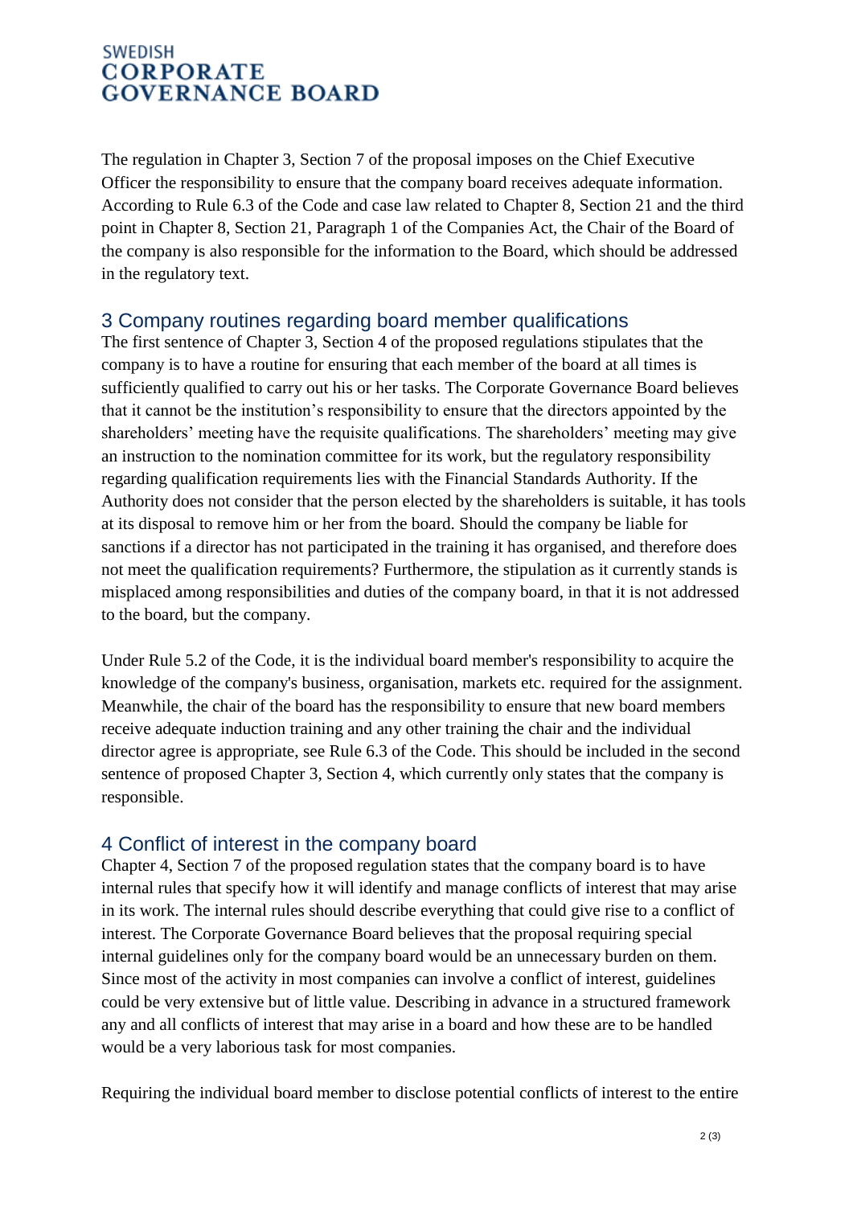The regulation in Chapter 3, Section 7 of the proposal imposes on the Chief Executive Officer the responsibility to ensure that the company board receives adequate information. According to Rule 6.3 of the Code and case law related to Chapter 8, Section 21 and the third point in Chapter 8, Section 21, Paragraph 1 of the Companies Act, the Chair of the Board of the company is also responsible for the information to the Board, which should be addressed in the regulatory text.

## 3 Company routines regarding board member qualifications

The first sentence of Chapter 3, Section 4 of the proposed regulations stipulates that the company is to have a routine for ensuring that each member of the board at all times is sufficiently qualified to carry out his or her tasks. The Corporate Governance Board believes that it cannot be the institution's responsibility to ensure that the directors appointed by the shareholders' meeting have the requisite qualifications. The shareholders' meeting may give an instruction to the nomination committee for its work, but the regulatory responsibility regarding qualification requirements lies with the Financial Standards Authority. If the Authority does not consider that the person elected by the shareholders is suitable, it has tools at its disposal to remove him or her from the board. Should the company be liable for sanctions if a director has not participated in the training it has organised, and therefore does not meet the qualification requirements? Furthermore, the stipulation as it currently stands is misplaced among responsibilities and duties of the company board, in that it is not addressed to the board, but the company.

Under Rule 5.2 of the Code, it is the individual board member's responsibility to acquire the knowledge of the company's business, organisation, markets etc. required for the assignment. Meanwhile, the chair of the board has the responsibility to ensure that new board members receive adequate induction training and any other training the chair and the individual director agree is appropriate, see Rule 6.3 of the Code. This should be included in the second sentence of proposed Chapter 3, Section 4, which currently only states that the company is responsible.

## 4 Conflict of interest in the company board

Chapter 4, Section 7 of the proposed regulation states that the company board is to have internal rules that specify how it will identify and manage conflicts of interest that may arise in its work. The internal rules should describe everything that could give rise to a conflict of interest. The Corporate Governance Board believes that the proposal requiring special internal guidelines only for the company board would be an unnecessary burden on them. Since most of the activity in most companies can involve a conflict of interest, guidelines could be very extensive but of little value. Describing in advance in a structured framework any and all conflicts of interest that may arise in a board and how these are to be handled would be a very laborious task for most companies.

Requiring the individual board member to disclose potential conflicts of interest to the entire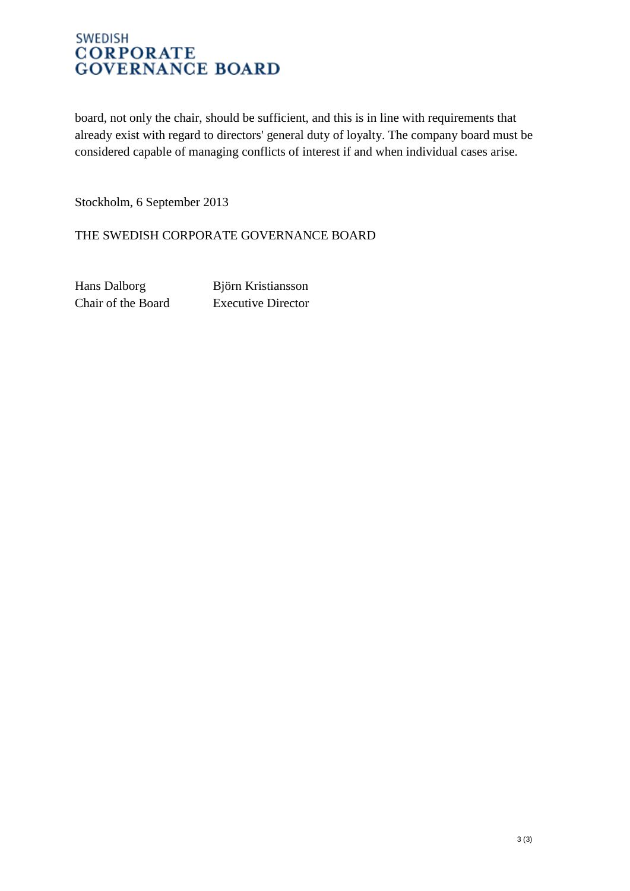board, not only the chair, should be sufficient, and this is in line with requirements that already exist with regard to directors' general duty of loyalty. The company board must be considered capable of managing conflicts of interest if and when individual cases arise.

Stockholm, 6 September 2013

THE SWEDISH CORPORATE GOVERNANCE BOARD

| | |
|---|---|
| Hans Dalborg | Björn Kristiansson |
| Chair of the Board | Executive Director |